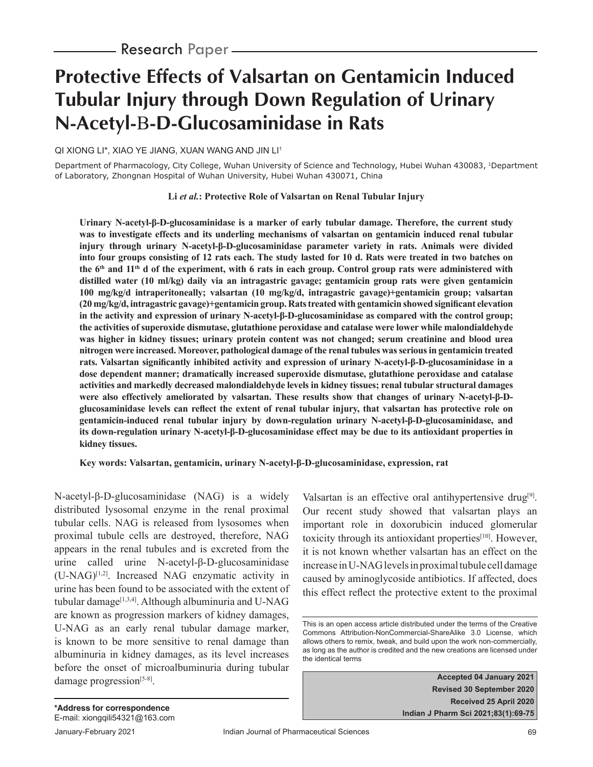Research Paper

# Protective Effects of Valsartan on Gentamicin Induced Tubular Injury through Down Regulation of Urinary N-Acetyl-Β-D-Glucosaminidase in Rats

QI XIONG LI*, XIAO YE JIANG, XUAN WANG AND JIN LI[1]

Department of Pharmacology, City College, Wuhan University of Science and Technology, Hubei Wuhan 430083, [1]Department of Laboratory, Zhongnan Hospital of Wuhan University, Hubei Wuhan 430071, China

**Li *et al.*: Protective Role of Valsartan on Renal Tubular Injury**

**Urinary N-acetyl-β-D-glucosaminidase is a marker of early tubular damage. Therefore, the current study was to investigate effects and its underling mechanisms of valsartan on gentamicin induced renal tubular injury through urinary N-acetyl-β-D-glucosaminidase parameter variety in rats. Animals were divided into four groups consisting of 12 rats each. The study lasted for 10 d. Rats were treated in two batches on the 6th and 11th d of the experiment, with 6 rats in each group. Control group rats were administered with distilled water (10 ml/kg) daily via an intragastric gavage; gentamicin group rats were given gentamicin 100 mg/kg/d intraperitoneally; valsartan (10 mg/kg/d, intragastric gavage)+gentamicin group; valsartan (20 mg/kg/d, intragastric gavage)+gentamicin group. Rats treated with gentamicin showed significant elevation in the activity and expression of urinary N-acetyl-β-D-glucosaminidase as compared with the control group; the activities of superoxide dismutase, glutathione peroxidase and catalase were lower while malondialdehyde was higher in kidney tissues; urinary protein content was not changed; serum creatinine and blood urea nitrogen were increased. Moreover, pathological damage of the renal tubules was serious in gentamicin treated rats. Valsartan significantly inhibited activity and expression of urinary N-acetyl-β-D-glucosaminidase in a dose dependent manner; dramatically increased superoxide dismutase, glutathione peroxidase and catalase activities and markedly decreased malondialdehyde levels in kidney tissues; renal tubular structural damages were also effectively ameliorated by valsartan. These results show that changes of urinary N-acetyl-β-D-glucosaminidase levels can reflect the extent of renal tubular injury, that valsartan has protective role on gentamicin-induced renal tubular injury by down-regulation urinary N-acetyl-β-D-glucosaminidase, and its down-regulation urinary N-acetyl-β-D-glucosaminidase effect may be due to its antioxidant properties in kidney tissues.**

**Key words: Valsartan, gentamicin, urinary N-acetyl-β-D-glucosaminidase, expression, rat**

N-acetyl-β-D-glucosaminidase (NAG) is a widely distributed lysosomal enzyme in the renal proximal tubular cells. NAG is released from lysosomes when proximal tubule cells are destroyed, therefore, NAG appears in the renal tubules and is excreted from the urine called urine N-acetyl-β-D-glucosaminidase (U-NAG)[1,2]. Increased NAG enzymatic activity in urine has been found to be associated with the extent of tubular damage[1,3,4]. Although albuminuria and U-NAG are known as progression markers of kidney damages, U-NAG as an early renal tubular damage marker, is known to be more sensitive to renal damage than albuminuria in kidney damages, as its level increases before the onset of microalbuminuria during tubular damage progression[5-8].

Valsartan is an effective oral antihypertensive drug[9]. Our recent study showed that valsartan plays an important role in doxorubicin induced glomerular toxicity through its antioxidant properties[10]. However, it is not known whether valsartan has an effect on the increase in U-NAG levels in proximal tubule cell damage caused by aminoglycoside antibiotics. If affected, does this effect reflect the protective extent to the proximal

This is an open access article distributed under the terms of the Creative Commons Attribution-NonCommercial-ShareAlike 3.0 License, which allows others to remix, tweak, and build upon the work non-commercially, as long as the author is credited and the new creations are licensed under the identical terms

**Accepted 04 January 2021**
**Revised 30 September 2020**
**Received 25 April 2020**
**Indian J Pharm Sci 2021;83(1):69-75**

**\*Address for correspondence**
E-mail: xiongqili54321@163.com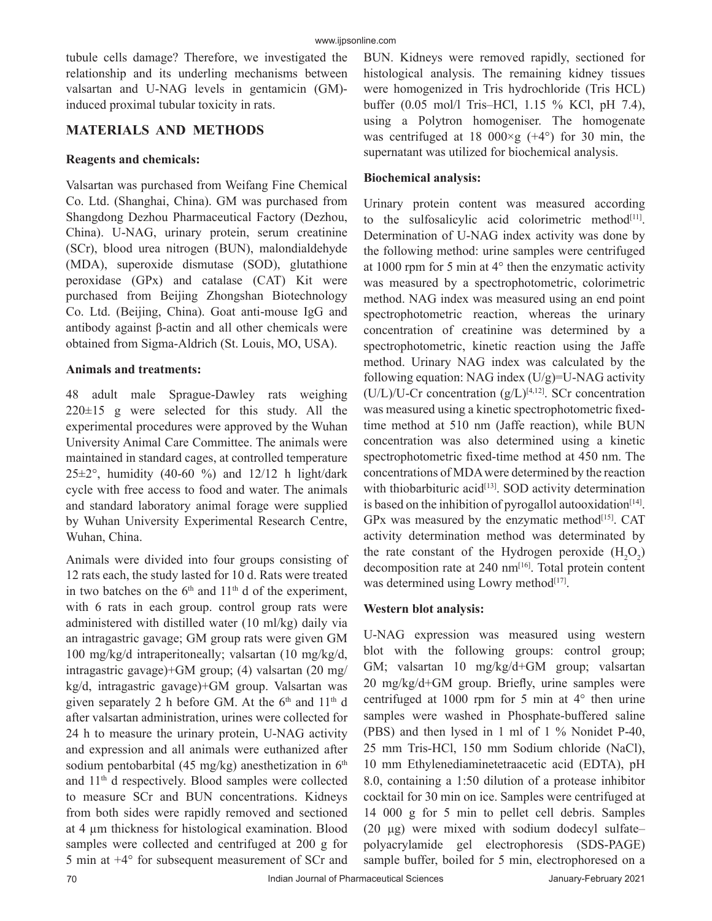tubule cells damage? Therefore, we investigated the relationship and its underling mechanisms between valsartan and U-NAG levels in gentamicin (GM)-induced proximal tubular toxicity in rats.

## MATERIALS AND METHODS

### Reagents and chemicals:

Valsartan was purchased from Weifang Fine Chemical Co. Ltd. (Shanghai, China). GM was purchased from Shangdong Dezhou Pharmaceutical Factory (Dezhou, China). U-NAG, urinary protein, serum creatinine (SCr), blood urea nitrogen (BUN), malondialdehyde (MDA), superoxide dismutase (SOD), glutathione peroxidase (GPx) and catalase (CAT) Kit were purchased from Beijing Zhongshan Biotechnology Co. Ltd. (Beijing, China). Goat anti-mouse IgG and antibody against β-actin and all other chemicals were obtained from Sigma-Aldrich (St. Louis, MO, USA).

### Animals and treatments:

48 adult male Sprague-Dawley rats weighing 220±15 g were selected for this study. All the experimental procedures were approved by the Wuhan University Animal Care Committee. The animals were maintained in standard cages, at controlled temperature 25±2°, humidity (40-60 %) and 12/12 h light/dark cycle with free access to food and water. The animals and standard laboratory animal forage were supplied by Wuhan University Experimental Research Centre, Wuhan, China.

Animals were divided into four groups consisting of 12 rats each, the study lasted for 10 d. Rats were treated in two batches on the 6th and 11th d of the experiment, with 6 rats in each group. control group rats were administered with distilled water (10 ml/kg) daily via an intragastric gavage; GM group rats were given GM 100 mg/kg/d intraperitoneally; valsartan (10 mg/kg/d, intragastric gavage)+GM group; (4) valsartan (20 mg/kg/d, intragastric gavage)+GM group. Valsartan was given separately 2 h before GM. At the 6th and 11th d after valsartan administration, urines were collected for 24 h to measure the urinary protein, U-NAG activity and expression and all animals were euthanized after sodium pentobarbital (45 mg/kg) anesthetization in 6th and 11th d respectively. Blood samples were collected to measure SCr and BUN concentrations. Kidneys from both sides were rapidly removed and sectioned at 4 μm thickness for histological examination. Blood samples were collected and centrifuged at 200 g for 5 min at +4° for subsequent measurement of SCr and BUN. Kidneys were removed rapidly, sectioned for histological analysis. The remaining kidney tissues were homogenized in Tris hydrochloride (Tris HCL) buffer (0.05 mol/l Tris–HCl, 1.15 % KCl, pH 7.4), using a Polytron homogeniser. The homogenate was centrifuged at 18 000×g (+4°) for 30 min, the supernatant was utilized for biochemical analysis.

### Biochemical analysis:

Urinary protein content was measured according to the sulfosalicylic acid colorimetric method[11]. Determination of U-NAG index activity was done by the following method: urine samples were centrifuged at 1000 rpm for 5 min at 4° then the enzymatic activity was measured by a spectrophotometric, colorimetric method. NAG index was measured using an end point spectrophotometric reaction, whereas the urinary concentration of creatinine was determined by a spectrophotometric, kinetic reaction using the Jaffe method. Urinary NAG index was calculated by the following equation: NAG index (U/g)=U-NAG activity (U/L)/U-Cr concentration (g/L)[4,12]. SCr concentration was measured using a kinetic spectrophotometric fixed-time method at 510 nm (Jaffe reaction), while BUN concentration was also determined using a kinetic spectrophotometric fixed-time method at 450 nm. The concentrations of MDA were determined by the reaction with thiobarbituric acid[13]. SOD activity determination is based on the inhibition of pyrogallol autooxidation[14]. GPx was measured by the enzymatic method[15]. CAT activity determination method was determinated by the rate constant of the Hydrogen peroxide ($H_2O_2$) decomposition rate at 240 nm[16]. Total protein content was determined using Lowry method[17].

### Western blot analysis:

U-NAG expression was measured using western blot with the following groups: control group; GM; valsartan 10 mg/kg/d+GM group; valsartan 20 mg/kg/d+GM group. Briefly, urine samples were centrifuged at 1000 rpm for 5 min at 4° then urine samples were washed in Phosphate-buffered saline (PBS) and then lysed in 1 ml of 1 % Nonidet P-40, 25 mm Tris-HCl, 150 mm Sodium chloride (NaCl), 10 mm Ethylenediaminetetraacetic acid (EDTA), pH 8.0, containing a 1:50 dilution of a protease inhibitor cocktail for 30 min on ice. Samples were centrifuged at 14 000 g for 5 min to pellet cell debris. Samples (20 μg) were mixed with sodium dodecyl sulfate–polyacrylamide gel electrophoresis (SDS-PAGE) sample buffer, boiled for 5 min, electrophoresed on a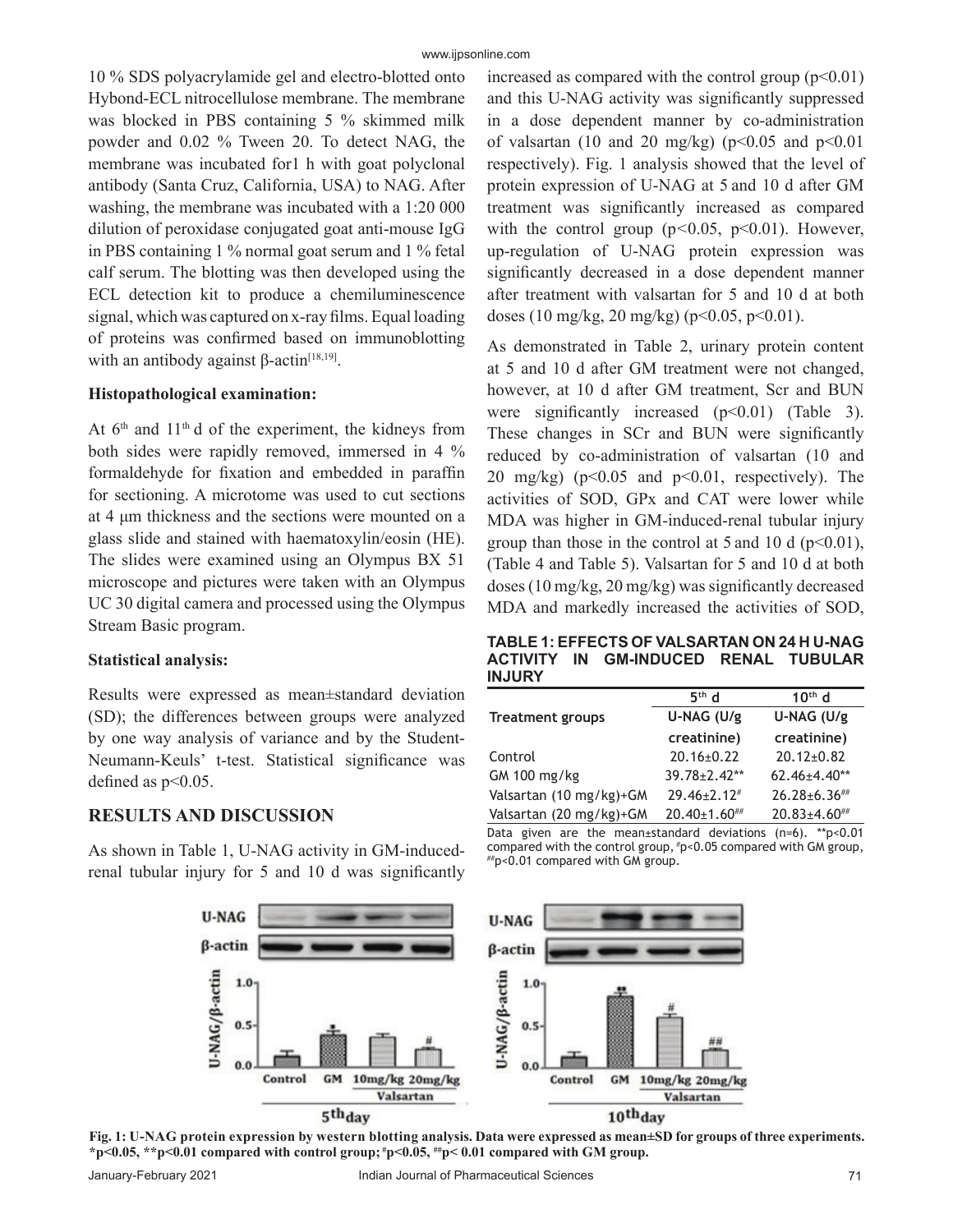10 % SDS polyacrylamide gel and electro-blotted onto Hybond-ECL nitrocellulose membrane. The membrane was blocked in PBS containing 5 % skimmed milk powder and 0.02 % Tween 20. To detect NAG, the membrane was incubated for1 h with goat polyclonal antibody (Santa Cruz, California, USA) to NAG. After washing, the membrane was incubated with a 1:20 000 dilution of peroxidase conjugated goat anti-mouse IgG in PBS containing 1 % normal goat serum and 1 % fetal calf serum. The blotting was then developed using the ECL detection kit to produce a chemiluminescence signal, which was captured on x-ray films. Equal loading of proteins was confirmed based on immunoblotting with an antibody against β-actin[18,19].

**Histopathological examination:**

At 6th and 11th d of the experiment, the kidneys from both sides were rapidly removed, immersed in 4 % formaldehyde for fixation and embedded in paraffin for sectioning. A microtome was used to cut sections at 4 μm thickness and the sections were mounted on a glass slide and stained with haematoxylin/eosin (HE). The slides were examined using an Olympus BX 51 microscope and pictures were taken with an Olympus UC 30 digital camera and processed using the Olympus Stream Basic program.

**Statistical analysis:**

Results were expressed as mean±standard deviation (SD); the differences between groups were analyzed by one way analysis of variance and by the Student-Neumann-Keuls' t-test. Statistical significance was defined as $p<0.05$.

## RESULTS AND DISCUSSION

As shown in Table 1, U-NAG activity in GM-induced-renal tubular injury for 5 and 10 d was significantly increased as compared with the control group ($p<0.01$) and this U-NAG activity was significantly suppressed in a dose dependent manner by co-administration of valsartan (10 and 20 mg/kg) ($p<0.05$ and $p<0.01$ respectively). Fig. 1 analysis showed that the level of protein expression of U-NAG at 5 and 10 d after GM treatment was significantly increased as compared with the control group ($p<0.05$, $p<0.01$). However, up-regulation of U-NAG protein expression was significantly decreased in a dose dependent manner after treatment with valsartan for 5 and 10 d at both doses (10 mg/kg, 20 mg/kg) ($p<0.05$, $p<0.01$).

As demonstrated in Table 2, urinary protein content at 5 and 10 d after GM treatment were not changed, however, at 10 d after GM treatment, Scr and BUN were significantly increased ($p<0.01$) (Table 3). These changes in SCr and BUN were significantly reduced by co-administration of valsartan (10 and 20 mg/kg) ($p<0.05$ and $p<0.01$, respectively). The activities of SOD, GPx and CAT were lower while MDA was higher in GM-induced-renal tubular injury group than those in the control at 5 and 10 d ($p<0.01$), (Table 4 and Table 5). Valsartan for 5 and 10 d at both doses (10 mg/kg, 20 mg/kg) was significantly decreased MDA and markedly increased the activities of SOD,

**TABLE 1: EFFECTS OF VALSARTAN ON 24 H U-NAG ACTIVITY IN GM-INDUCED RENAL TUBULAR INJURY**

| Treatment groups | 5th d U-NAG (U/g creatinine) | 10th d U-NAG (U/g creatinine) |
|---|---|---|
| Control | 20.16±0.22 | 20.12±0.82 |
| GM 100 mg/kg | 39.78±2.42** | 62.46±4.40** |
| Valsartan (10 mg/kg)+GM | 29.46±2.12# | 26.28±6.36## |
| Valsartan (20 mg/kg)+GM | 20.40±1.60## | 20.83±4.60## |

Data given are the mean±standard deviations (n=6). **$p<0.01$ compared with the control group, #$p<0.05$ compared with GM group, ##$p<0.01$ compared with GM group.

**Fig. 1: U-NAG protein expression by western blotting analysis. Data were expressed as mean±SD for groups of three experiments. *$p<0.05$, **$p<0.01$ compared with control group; #$p<0.05$, ##$p<0.01$ compared with GM group.**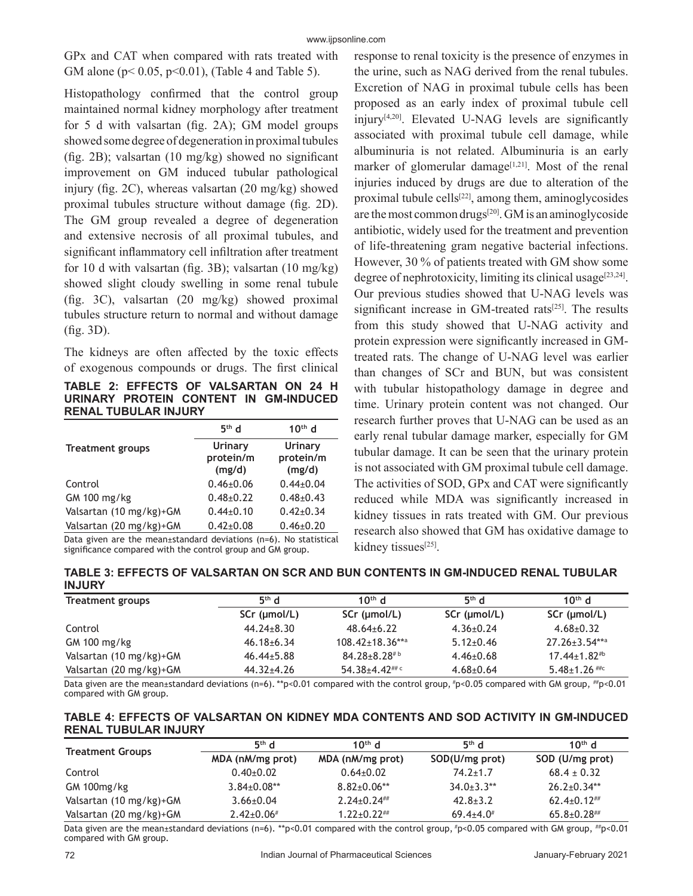GPx and CAT when compared with rats treated with GM alone ($p < 0.05$, $p < 0.01$), (Table 4 and Table 5).

Histopathology confirmed that the control group maintained normal kidney morphology after treatment for 5 d with valsartan (fig. 2A); GM model groups showed some degree of degeneration in proximal tubules (fig. 2B); valsartan (10 mg/kg) showed no significant improvement on GM induced tubular pathological injury (fig. 2C), whereas valsartan (20 mg/kg) showed proximal tubules structure without damage (fig. 2D). The GM group revealed a degree of degeneration and extensive necrosis of all proximal tubules, and significant inflammatory cell infiltration after treatment for 10 d with valsartan (fig. 3B); valsartan (10 mg/kg) showed slight cloudy swelling in some renal tubule (fig. 3C), valsartan (20 mg/kg) showed proximal tubules structure return to normal and without damage (fig. 3D).

The kidneys are often affected by the toxic effects of exogenous compounds or drugs. The first clinical response to renal toxicity is the presence of enzymes in the urine, such as NAG derived from the renal tubules. Excretion of NAG in proximal tubule cells has been proposed as an early index of proximal tubule cell injury[4,20]. Elevated U-NAG levels are significantly associated with proximal tubule cell damage, while albuminuria is not related. Albuminuria is an early marker of glomerular damage[1,21]. Most of the renal injuries induced by drugs are due to alteration of the proximal tubule cells[22], among them, aminoglycosides are the most common drugs[20]. GM is an aminoglycoside antibiotic, widely used for the treatment and prevention of life-threatening gram negative bacterial infections. However, 30 % of patients treated with GM show some degree of nephrotoxicity, limiting its clinical usage[23,24]. Our previous studies showed that U-NAG levels was significant increase in GM-treated rats[25]. The results from this study showed that U-NAG activity and protein expression were significantly increased in GM-treated rats. The change of U-NAG level was earlier than changes of SCr and BUN, but was consistent with tubular histopathology damage in degree and time. Urinary protein content was not changed. Our research further proves that U-NAG can be used as an early renal tubular damage marker, especially for GM tubular damage. It can be seen that the urinary protein is not associated with GM proximal tubule cell damage. The activities of SOD, GPx and CAT were significantly reduced while MDA was significantly increased in kidney tissues in rats treated with GM. Our previous research also showed that GM has oxidative damage to kidney tissues[25].

**TABLE 2: EFFECTS OF VALSARTAN ON 24 H URINARY PROTEIN CONTENT IN GM-INDUCED RENAL TUBULAR INJURY**

| Treatment groups | 5th d | 10th d |
|---|---|---|
| | Urinary protein/m (mg/d) | Urinary protein/m (mg/d) |
| Control | 0.46±0.06 | 0.44±0.04 |
| GM 100 mg/kg | 0.48±0.22 | 0.48±0.43 |
| Valsartan (10 mg/kg)+GM | 0.44±0.10 | 0.42±0.34 |
| Valsartan (20 mg/kg)+GM | 0.42±0.08 | 0.46±0.20 |

Data given are the mean±standard deviations (n=6). No statistical significance compared with the control group and GM group.

**TABLE 3: EFFECTS OF VALSARTAN ON SCR AND BUN CONTENTS IN GM-INDUCED RENAL TUBULAR INJURY**

| Treatment groups | 5th d | 10th d | 5th d | 10th d |
|---|---|---|---|---|
| | SCr (μmol/L) | SCr (μmol/L) | SCr (μmol/L) | SCr (μmol/L) |
| Control | 44.24±8.30 | 48.64±6.22 | 4.36±0.24 | 4.68±0.32 |
| GM 100 mg/kg | 46.18±6.34 | 108.42±18.36**a | 5.12±0.46 | 27.26±3.54**a |
| Valsartan (10 mg/kg)+GM | 46.44±5.88 | 84.28±8.28# b | 4.46±0.68 | 17.44±1.82#b |
| Valsartan (20 mg/kg)+GM | 44.32±4.26 | 54.38±4.42## c | 4.68±0.64 | 5.48±1.26 ##c |

Data given are the mean±standard deviations (n=6). **$p<0.01$ compared with the control group, #$p<0.05$ compared with GM group, ##$p<0.01$ compared with GM group.

**TABLE 4: EFFECTS OF VALSARTAN ON KIDNEY MDA CONTENTS AND SOD ACTIVITY IN GM-INDUCED RENAL TUBULAR INJURY**

| Treatment Groups | 5th d | 10th d | 5th d | 10th d |
|---|---|---|---|---|
| | MDA (nM/mg prot) | MDA (nM/mg prot) | SOD(U/mg prot) | SOD (U/mg prot) |
| Control | 0.40±0.02 | 0.64±0.02 | 74.2±1.7 | 68.4 ± 0.32 |
| GM 100mg/kg | 3.84±0.08** | 8.82±0.06** | 34.0±3.3** | 26.2±0.34** |
| Valsartan (10 mg/kg)+GM | 3.66±0.04 | 2.24±0.24## | 42.8±3.2 | 62.4±0.12## |
| Valsartan (20 mg/kg)+GM | 2.42±0.06# | 1.22±0.22## | 69.4±4.0# | 65.8±0.28## |

Data given are the mean±standard deviations (n=6). **$p<0.01$ compared with the control group, #$p<0.05$ compared with GM group, ##$p<0.01$ compared with GM group.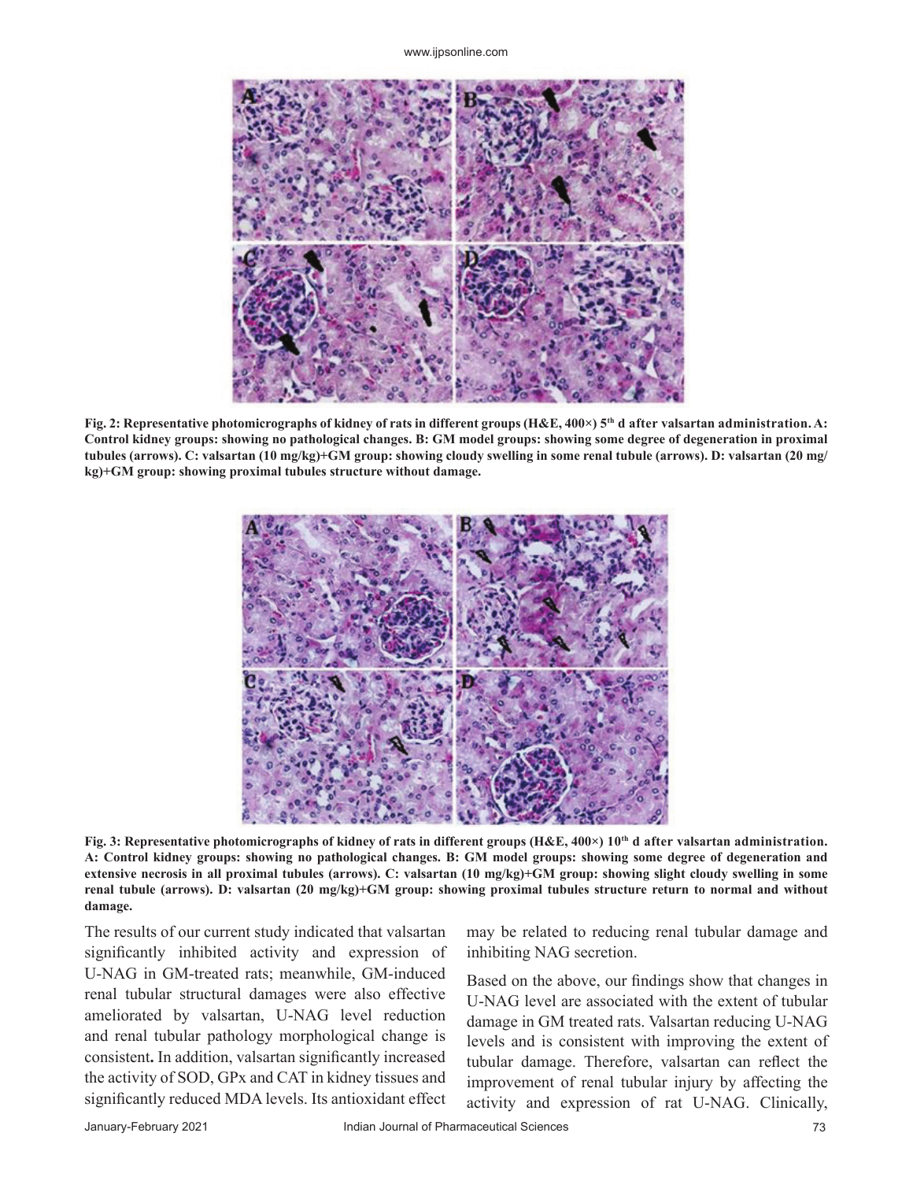**Fig. 2: Representative photomicrographs of kidney of rats in different groups (H&E, 400×) 5th d after valsartan administration. A: Control kidney groups: showing no pathological changes. B: GM model groups: showing some degree of degeneration in proximal tubules (arrows). C: valsartan (10 mg/kg)+GM group: showing cloudy swelling in some renal tubule (arrows). D: valsartan (20 mg/kg)+GM group: showing proximal tubules structure without damage.**

**Fig. 3: Representative photomicrographs of kidney of rats in different groups (H&E, 400×) 10th d after valsartan administration. A: Control kidney groups: showing no pathological changes. B: GM model groups: showing some degree of degeneration and extensive necrosis in all proximal tubules (arrows). C: valsartan (10 mg/kg)+GM group: showing slight cloudy swelling in some renal tubule (arrows). D: valsartan (20 mg/kg)+GM group: showing proximal tubules structure return to normal and without damage.**

The results of our current study indicated that valsartan significantly inhibited activity and expression of U-NAG in GM-treated rats; meanwhile, GM-induced renal tubular structural damages were also effective ameliorated by valsartan, U-NAG level reduction and renal tubular pathology morphological change is consistent**.** In addition, valsartan significantly increased the activity of SOD, GPx and CAT in kidney tissues and significantly reduced MDA levels. Its antioxidant effect may be related to reducing renal tubular damage and inhibiting NAG secretion.

Based on the above, our findings show that changes in U-NAG level are associated with the extent of tubular damage in GM treated rats. Valsartan reducing U-NAG levels and is consistent with improving the extent of tubular damage. Therefore, valsartan can reflect the improvement of renal tubular injury by affecting the activity and expression of rat U-NAG. Clinically,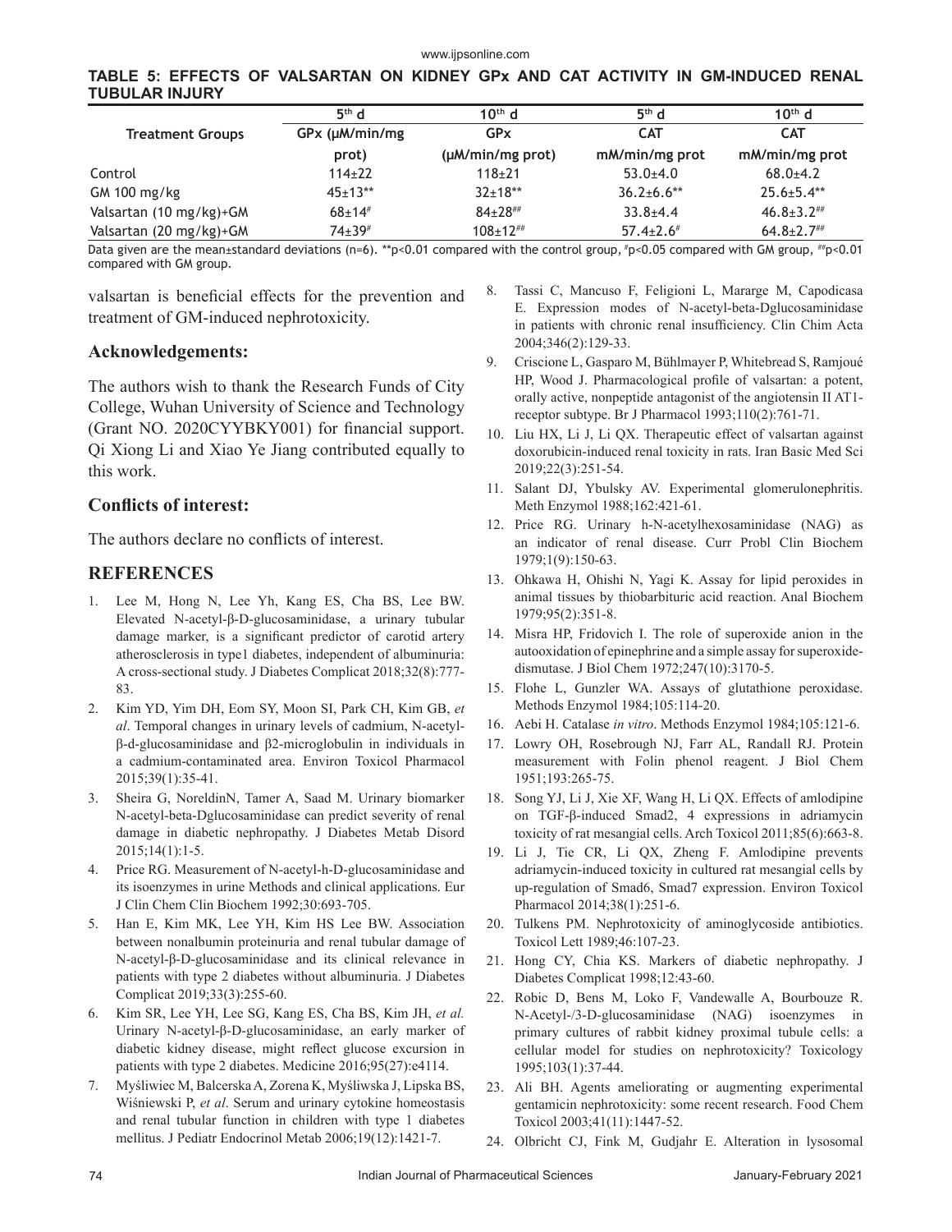**TABLE 5: EFFECTS OF VALSARTAN ON KIDNEY GPx AND CAT ACTIVITY IN GM-INDUCED RENAL TUBULAR INJURY**

| Treatment Groups | 5th d GPx (μM/min/mg prot) | 10th d GPx (μM/min/mg prot) | 5th d CAT mM/min/mg prot | 10th d CAT mM/min/mg prot |
|---|---|---|---|---|
| Control | 114±22 | 118±21 | 53.0±4.0 | 68.0±4.2 |
| GM 100 mg/kg | 45±13** | 32±18** | 36.2±6.6** | 25.6±5.4** |
| Valsartan (10 mg/kg)+GM | 68±14# | 84±28## | 33.8±4.4 | 46.8±3.2## |
| Valsartan (20 mg/kg)+GM | 74±39# | 108±12## | 57.4±2.6# | 64.8±2.7## |

Data given are the mean±standard deviations (n=6). **p<0.01 compared with the control group, #p<0.05 compared with GM group, ##p<0.01 compared with GM group.

valsartan is beneficial effects for the prevention and treatment of GM-induced nephrotoxicity.

## Acknowledgements:

The authors wish to thank the Research Funds of City College, Wuhan University of Science and Technology (Grant NO. 2020CYYBKY001) for financial support. Qi Xiong Li and Xiao Ye Jiang contributed equally to this work.

## Conflicts of interest:

The authors declare no conflicts of interest.

## REFERENCES

1. Lee M, Hong N, Lee Yh, Kang ES, Cha BS, Lee BW. Elevated N-acetyl-β-D-glucosaminidase, a urinary tubular damage marker, is a significant predictor of carotid artery atherosclerosis in type1 diabetes, independent of albuminuria: A cross-sectional study. J Diabetes Complicat 2018;32(8):777-83.
2. Kim YD, Yim DH, Eom SY, Moon SI, Park CH, Kim GB, *et al*. Temporal changes in urinary levels of cadmium, N-acetyl-β-d-glucosaminidase and β2-microglobulin in individuals in a cadmium-contaminated area. Environ Toxicol Pharmacol 2015;39(1):35-41.
3. Sheira G, NoreldinN, Tamer A, Saad M. Urinary biomarker N-acetyl-beta-Dglucosaminidase can predict severity of renal damage in diabetic nephropathy. J Diabetes Metab Disord 2015;14(1):1-5.
4. Price RG. Measurement of N-acetyl-h-D-glucosaminidase and its isoenzymes in urine Methods and clinical applications. Eur J Clin Chem Clin Biochem 1992;30:693-705.
5. Han E, Kim MK, Lee YH, Kim HS Lee BW. Association between nonalbumin proteinuria and renal tubular damage of N-acetyl-β-D-glucosaminidase and its clinical relevance in patients with type 2 diabetes without albuminuria. J Diabetes Complicat 2019;33(3):255-60.
6. Kim SR, Lee YH, Lee SG, Kang ES, Cha BS, Kim JH, *et al.* Urinary N-acetyl-β-D-glucosaminidase, an early marker of diabetic kidney disease, might reflect glucose excursion in patients with type 2 diabetes. Medicine 2016;95(27):e4114.
7. Myśliwiec M, Balcerska A, Zorena K, Myśliwska J, Lipska BS, Wiśniewski P, *et al*. Serum and urinary cytokine homeostasis and renal tubular function in children with type 1 diabetes mellitus. J Pediatr Endocrinol Metab 2006;19(12):1421-7.
8. Tassi C, Mancuso F, Feligioni L, Mararge M, Capodicasa E. Expression modes of N-acetyl-beta-Dglucosaminidase in patients with chronic renal insufficiency. Clin Chim Acta 2004;346(2):129-33.
9. Criscione L, Gasparo M, Bühlmayer P, Whitebread S, Ramjoué HP, Wood J. Pharmacological profile of valsartan: a potent, orally active, nonpeptide antagonist of the angiotensin II AT1-receptor subtype. Br J Pharmacol 1993;110(2):761-71.
10. Liu HX, Li J, Li QX. Therapeutic effect of valsartan against doxorubicin-induced renal toxicity in rats. Iran Basic Med Sci 2019;22(3):251-54.
11. Salant DJ, Ybulsky AV. Experimental glomerulonephritis. Meth Enzymol 1988;162:421-61.
12. Price RG. Urinary h-N-acetylhexosaminidase (NAG) as an indicator of renal disease. Curr Probl Clin Biochem 1979;1(9):150-63.
13. Ohkawa H, Ohishi N, Yagi K. Assay for lipid peroxides in animal tissues by thiobarbituric acid reaction. Anal Biochem 1979;95(2):351-8.
14. Misra HP, Fridovich I. The role of superoxide anion in the autooxidation of epinephrine and a simple assay for superoxide-dismutase. J Biol Chem 1972;247(10):3170-5.
15. Flohe L, Gunzler WA. Assays of glutathione peroxidase. Methods Enzymol 1984;105:114-20.
16. Aebi H. Catalase *in vitro*. Methods Enzymol 1984;105:121-6.
17. Lowry OH, Rosebrough NJ, Farr AL, Randall RJ. Protein measurement with Folin phenol reagent. J Biol Chem 1951;193:265-75.
18. Song YJ, Li J, Xie XF, Wang H, Li QX. Effects of amlodipine on TGF-β-induced Smad2, 4 expressions in adriamycin toxicity of rat mesangial cells. Arch Toxicol 2011;85(6):663-8.
19. Li J, Tie CR, Li QX, Zheng F. Amlodipine prevents adriamycin-induced toxicity in cultured rat mesangial cells by up-regulation of Smad6, Smad7 expression. Environ Toxicol Pharmacol 2014;38(1):251-6.
20. Tulkens PM. Nephrotoxicity of aminoglycoside antibiotics. Toxicol Lett 1989;46:107-23.
21. Hong CY, Chia KS. Markers of diabetic nephropathy. J Diabetes Complicat 1998;12:43-60.
22. Robic D, Bens M, Loko F, Vandewalle A, Bourbouze R. N-Acetyl-/3-D-glucosaminidase (NAG) isoenzymes in primary cultures of rabbit kidney proximal tubule cells: a cellular model for studies on nephrotoxicity? Toxicology 1995;103(1):37-44.
23. Ali BH. Agents ameliorating or augmenting experimental gentamicin nephrotoxicity: some recent research. Food Chem Toxicol 2003;41(11):1447-52.
24. Olbricht CJ, Fink M, Gudjahr E. Alteration in lysosomal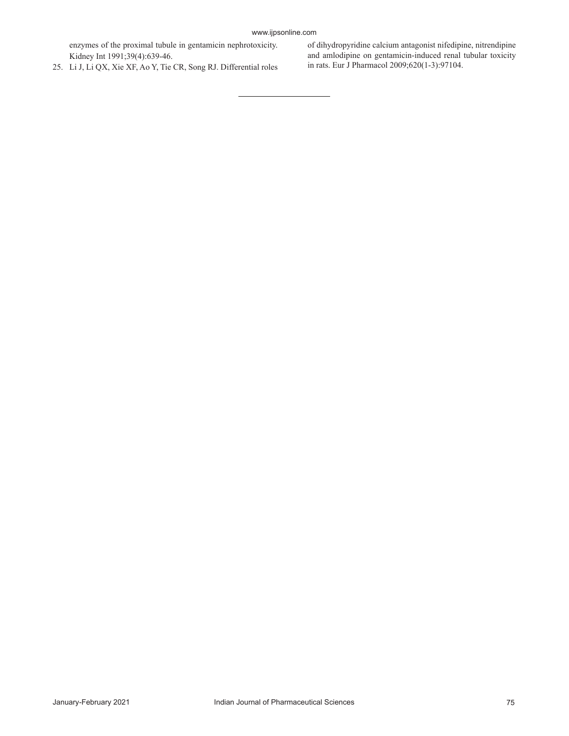enzymes of the proximal tubule in gentamicin nephrotoxicity. Kidney Int 1991;39(4):639-46.

25. Li J, Li QX, Xie XF, Ao Y, Tie CR, Song RJ. Differential roles of dihydropyridine calcium antagonist nifedipine, nitrendipine and amlodipine on gentamicin-induced renal tubular toxicity in rats. Eur J Pharmacol 2009;620(1-3):97104.